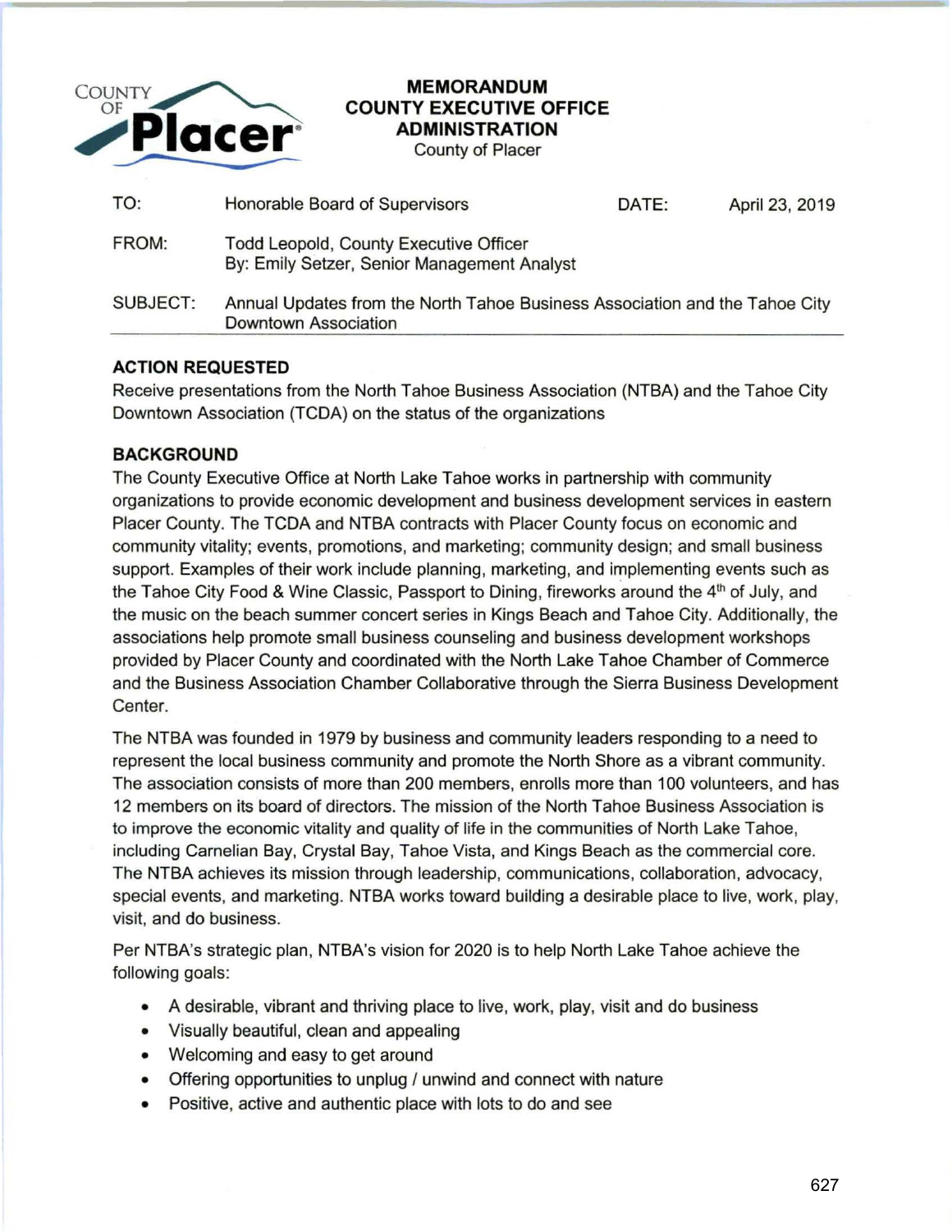COUNTY OF **Placer**

# MEMORANDUM
## COUNTY EXECUTIVE OFFICE
## ADMINISTRATION
County of Placer

| | | | |
|---|---|---|---|
| TO: | Honorable Board of Supervisors | DATE: | April 23, 2019 |
| FROM: | Todd Leopold, County Executive Officer<br>By: Emily Setzer, Senior Management Analyst | | |
| SUBJECT: | Annual Updates from the North Tahoe Business Association and the Tahoe City Downtown Association | | |

### ACTION REQUESTED

Receive presentations from the North Tahoe Business Association (NTBA) and the Tahoe City Downtown Association (TCDA) on the status of the organizations

### BACKGROUND

The County Executive Office at North Lake Tahoe works in partnership with community organizations to provide economic development and business development services in eastern Placer County. The TCDA and NTBA contracts with Placer County focus on economic and community vitality; events, promotions, and marketing; community design; and small business support. Examples of their work include planning, marketing, and implementing events such as the Tahoe City Food & Wine Classic, Passport to Dining, fireworks around the 4th of July, and the music on the beach summer concert series in Kings Beach and Tahoe City. Additionally, the associations help promote small business counseling and business development workshops provided by Placer County and coordinated with the North Lake Tahoe Chamber of Commerce and the Business Association Chamber Collaborative through the Sierra Business Development Center.

The NTBA was founded in 1979 by business and community leaders responding to a need to represent the local business community and promote the North Shore as a vibrant community. The association consists of more than 200 members, enrolls more than 100 volunteers, and has 12 members on its board of directors. The mission of the North Tahoe Business Association is to improve the economic vitality and quality of life in the communities of North Lake Tahoe, including Carnelian Bay, Crystal Bay, Tahoe Vista, and Kings Beach as the commercial core. The NTBA achieves its mission through leadership, communications, collaboration, advocacy, special events, and marketing. NTBA works toward building a desirable place to live, work, play, visit, and do business.

Per NTBA's strategic plan, NTBA's vision for 2020 is to help North Lake Tahoe achieve the following goals:

- A desirable, vibrant and thriving place to live, work, play, visit and do business
- Visually beautiful, clean and appealing
- Welcoming and easy to get around
- Offering opportunities to unplug / unwind and connect with nature
- Positive, active and authentic place with lots to do and see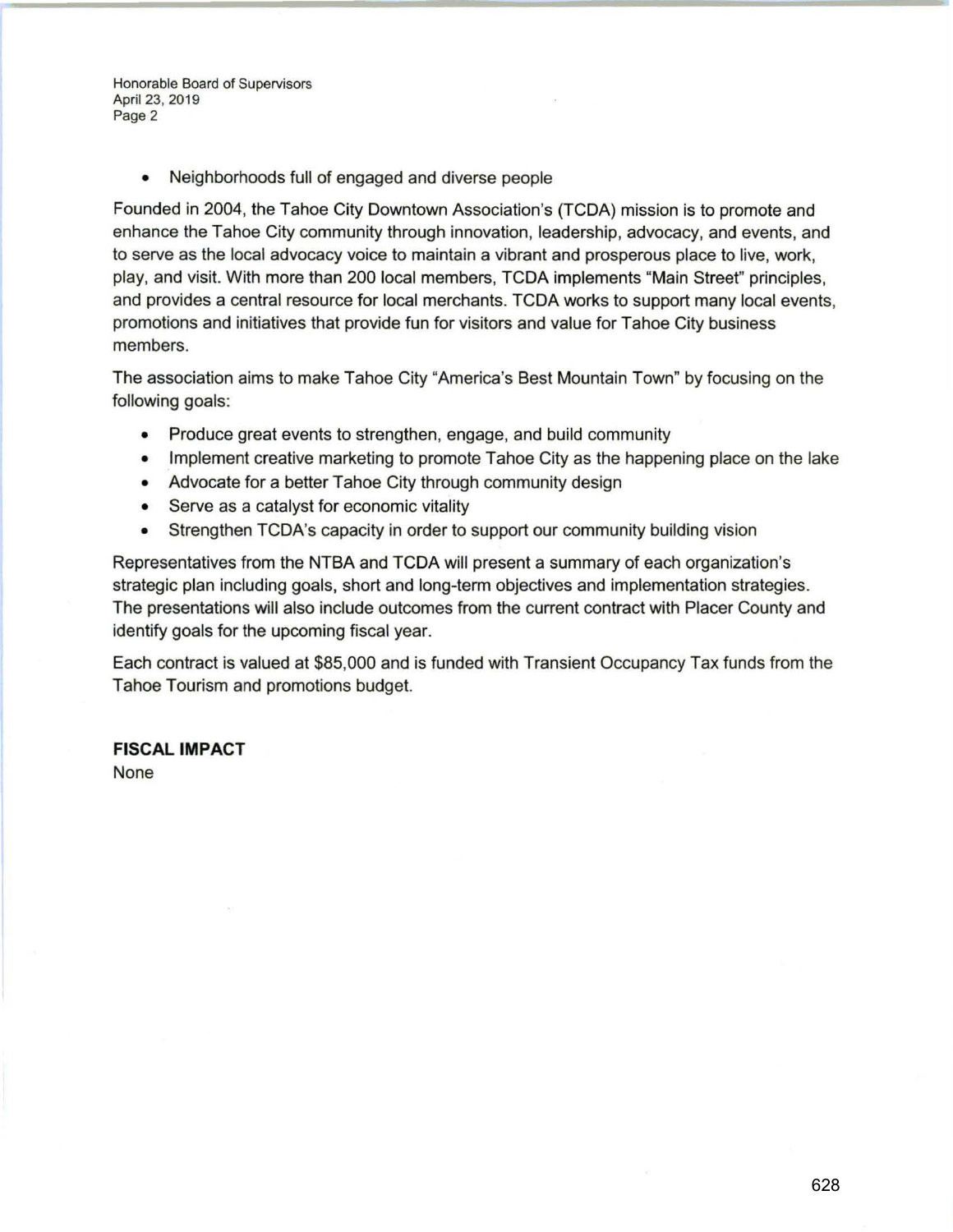- Neighborhoods full of engaged and diverse people

Founded in 2004, the Tahoe City Downtown Association's (TCDA) mission is to promote and enhance the Tahoe City community through innovation, leadership, advocacy, and events, and to serve as the local advocacy voice to maintain a vibrant and prosperous place to live, work, play, and visit. With more than 200 local members, TCDA implements "Main Street" principles, and provides a central resource for local merchants. TCDA works to support many local events, promotions and initiatives that provide fun for visitors and value for Tahoe City business members.

The association aims to make Tahoe City "America's Best Mountain Town" by focusing on the following goals:

- Produce great events to strengthen, engage, and build community
- Implement creative marketing to promote Tahoe City as the happening place on the lake
- Advocate for a better Tahoe City through community design
- Serve as a catalyst for economic vitality
- Strengthen TCDA's capacity in order to support our community building vision

Representatives from the NTBA and TCDA will present a summary of each organization's strategic plan including goals, short and long-term objectives and implementation strategies. The presentations will also include outcomes from the current contract with Placer County and identify goals for the upcoming fiscal year.

Each contract is valued at $85,000 and is funded with Transient Occupancy Tax funds from the Tahoe Tourism and promotions budget.

**FISCAL IMPACT**

None